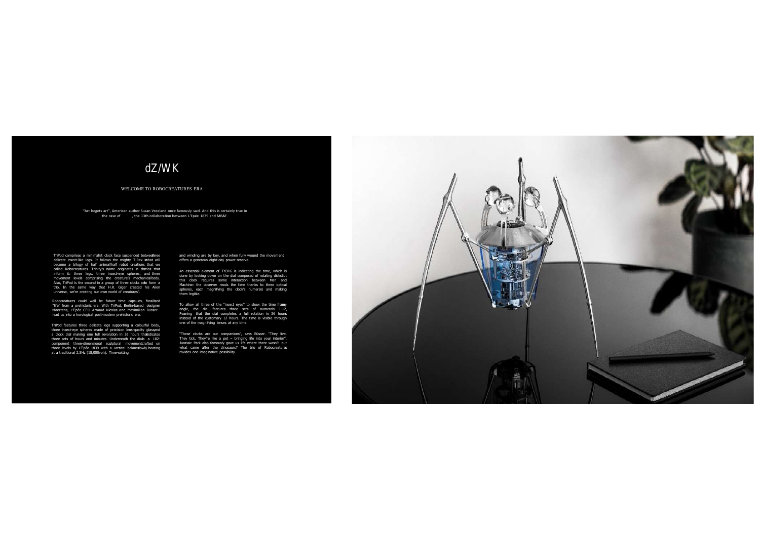# dZ/WK

WELCOME TO ROBOCREATURES ERA

"Art begets art", American author Susan Vreeland once famously said. And this is certainly true in the case of , the 13th collaboration between L'Epée 1839 and MB&F.

TriPod comprises a minimalist clock face suspended between three delicate insect-like legs. It follows the mighty T-Rex in what will become a trilogy of half animal/half robot creations that we called Robocreatures. Trinity's name originates in the trios that inform it: three legs, three insect-eye spheres, and three movement levels comprising the creature's mechanical body. Also, TriPod is the second in a group of three clocks set to form a trio. In the same way that H.R. Giger created his Alien universe, we're creating our own world of creatures".

Robocreatures could well be future time capsules, fossilised "life" from a prehistoric era. With TriPod, Berlin-based designer Maertens, L'Epée CEO Arnaud Nicolas and Maximilian Büsser lead us into a horological post-modern prehistoric era.

TriPod features three delicate legs supporting a colourful body, three insect-eye spheres made of precision lens-quality glass and a clock dial making one full revolution in 36 hours that indicates three sets of hours and minutes. Underneath the dial is a 182-component three-dimensional sculptural movement crafted on three levels by L'Epée 1839 with a vertical balance slowly beating at a traditional 2.5Hz (18,000vph). Time-setting and winding are by key, and when fully wound the movement offers a generous eight-day power reserve.

An essential element of Tri3RG is indicating the time, which is done by looking down on the dial composed of rotating disks. But this clock requires some interaction between Man and Machine: the observer reads the time thanks to three optical spheres, each magnifying the clock's numerals and making them legible.

To allow all three of the "insect eyes" to show the time from any angle, the dial features three sets of numerals 1-12, Peaning that the dial completes a full rotation in 36 hours instead of the customary 12 hours. The time is visible through one of the magnifying lenses at any time.

"These clocks are our companions", says Büsser. "They live. They tick. They're like a pet – bringing life into your interior". Jurassic Park also famously gave us life where there wasn't...but what came after the dinosaurs? The trio of Robocreatures rovides one imaginative possibility.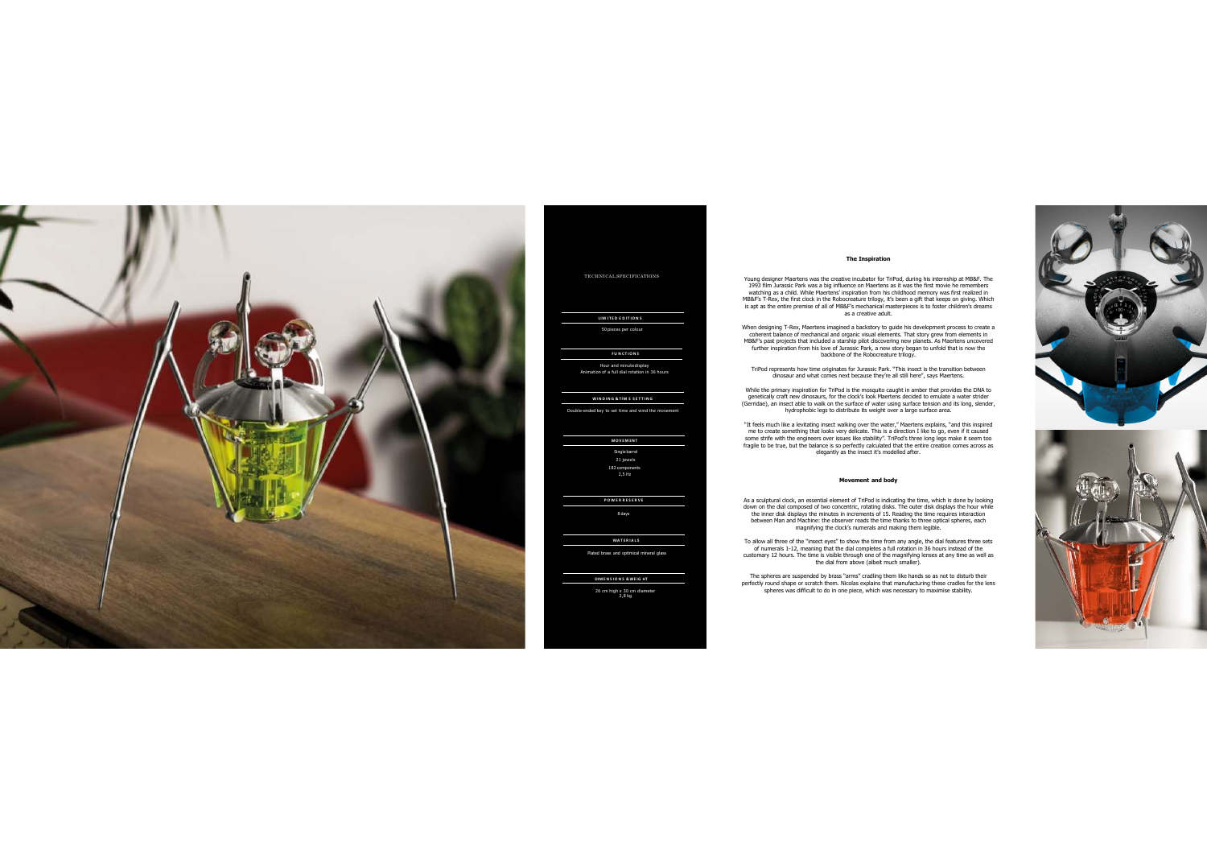TECHNICAL SPECIFICATIONS

**LIMITED EDITIONS**

50 pieces per colour

**FUNCTIONS**

Hour and minutes display
Animation of a full dial rotation in 36 hours

**WINDING & TIME SETTING**

Double-ended key to set time and wind the movement

**MOVEMENT**

Single barrel
21 jewels
182 components
2,5 Hz

**POWER RESERVE**

8 days

**MATERIALS**

Plated brass and optimical mineral glass

**DIMENSIONS & WEIGHT**

26 cm high x 30 cm diameter
2,8 kg

## The Inspiration

Young designer Maertens was the creative incubator for TriPod, during his internship at MB&F. The 1993 film Jurassic Park was a big influence on Maertens as it was the first movie he remembers watching as a child. While Maertens' inspiration from his childhood memory was first realized in MB&F's T-Rex, the first clock in the Robocreature trilogy, it's been a gift that keeps on giving. Which is apt as the entire premise of all of MB&F's mechanical masterpieces is to foster children's dreams as a creative adult.

When designing T-Rex, Maertens imagined a backstory to guide his development process to create a coherent balance of mechanical and organic visual elements. That story grew from elements in MB&F's past projects that included a starship pilot discovering new planets. As Maertens uncovered further inspiration from his love of Jurassic Park, a new story began to unfold that is now the backbone of the Robocreature trilogy.

TriPod represents how time originates for Jurassic Park. "This insect is the transition between dinosaur and what comes next because they're all still here", says Maertens.

While the primary inspiration for TriPod is the mosquito caught in amber that provides the DNA to genetically craft new dinosaurs, for the clock's look Maertens decided to emulate a water strider (Gerridae), an insect able to walk on the surface of water using surface tension and its long, slender, hydrophobic legs to distribute its weight over a large surface area.

"It feels much like a levitating insect walking over the water," Maertens explains, "and this inspired me to create something that looks very delicate. This is a direction I like to go, even if it caused some strife with the engineers over issues like stability". TriPod's three long legs make it seem too fragile to be true, but the balance is so perfectly calculated that the entire creation comes across as elegantly as the insect it's modelled after.

## Movement and body

As a sculptural clock, an essential element of TriPod is indicating the time, which is done by looking down on the dial composed of two concentric, rotating disks. The outer disk displays the hour while the inner disk displays the minutes in increments of 15. Reading the time requires interaction between Man and Machine: the observer reads the time thanks to three optical spheres, each magnifying the clock's numerals and making them legible.

To allow all three of the "insect eyes" to show the time from any angle, the dial features three sets of numerals 1-12, meaning that the dial completes a full rotation in 36 hours instead of the customary 12 hours. The time is visible through one of the magnifying lenses at any time as well as the dial from above (albeit much smaller).

The spheres are suspended by brass "arms" cradling them like hands so as not to disturb their perfectly round shape or scratch them. Nicolas explains that manufacturing these cradles for the lens spheres was difficult to do in one piece, which was necessary to maximise stability.